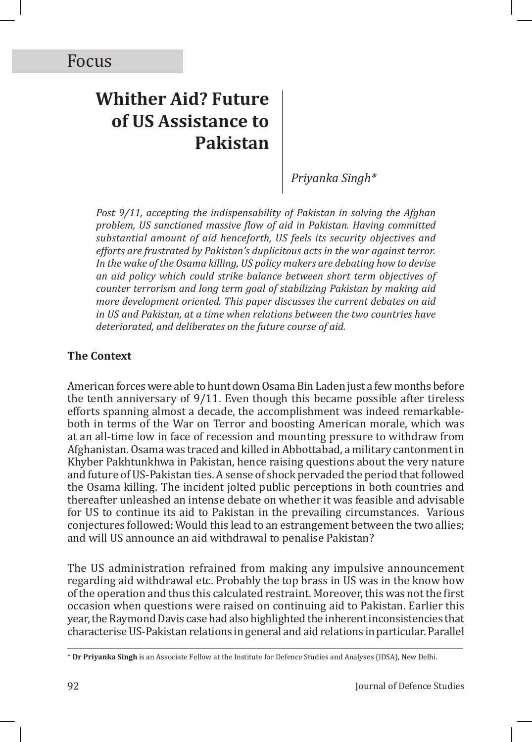Focus

# Whither Aid? Future of US Assistance to Pakistan

*Priyanka Singh**

*Post 9/11, accepting the indispensability of Pakistan in solving the Afghan problem, US sanctioned massive flow of aid in Pakistan. Having committed substantial amount of aid henceforth, US feels its security objectives and efforts are frustrated by Pakistan's duplicitous acts in the war against terror. In the wake of the Osama killing, US policy makers are debating how to devise an aid policy which could strike balance between short term objectives of counter terrorism and long term goal of stabilizing Pakistan by making aid more development oriented. This paper discusses the current debates on aid in US and Pakistan, at a time when relations between the two countries have deteriorated, and deliberates on the future course of aid.*

### The Context

American forces were able to hunt down Osama Bin Laden just a few months before the tenth anniversary of 9/11. Even though this became possible after tireless efforts spanning almost a decade, the accomplishment was indeed remarkable- both in terms of the War on Terror and boosting American morale, which was at an all-time low in face of recession and mounting pressure to withdraw from Afghanistan. Osama was traced and killed in Abbottabad, a military cantonment in Khyber Pakhtunkhwa in Pakistan, hence raising questions about the very nature and future of US-Pakistan ties. A sense of shock pervaded the period that followed the Osama killing. The incident jolted public perceptions in both countries and thereafter unleashed an intense debate on whether it was feasible and advisable for US to continue its aid to Pakistan in the prevailing circumstances. Various conjectures followed: Would this lead to an estrangement between the two allies; and will US announce an aid withdrawal to penalise Pakistan?

The US administration refrained from making any impulsive announcement regarding aid withdrawal etc. Probably the top brass in US was in the know how of the operation and thus this calculated restraint. Moreover, this was not the first occasion when questions were raised on continuing aid to Pakistan. Earlier this year, the Raymond Davis case had also highlighted the inherent inconsistencies that characterise US-Pakistan relations in general and aid relations in particular. Parallel

---

\* **Dr Priyanka Singh** is an Associate Fellow at the Institute for Defence Studies and Analyses (IDSA), New Delhi.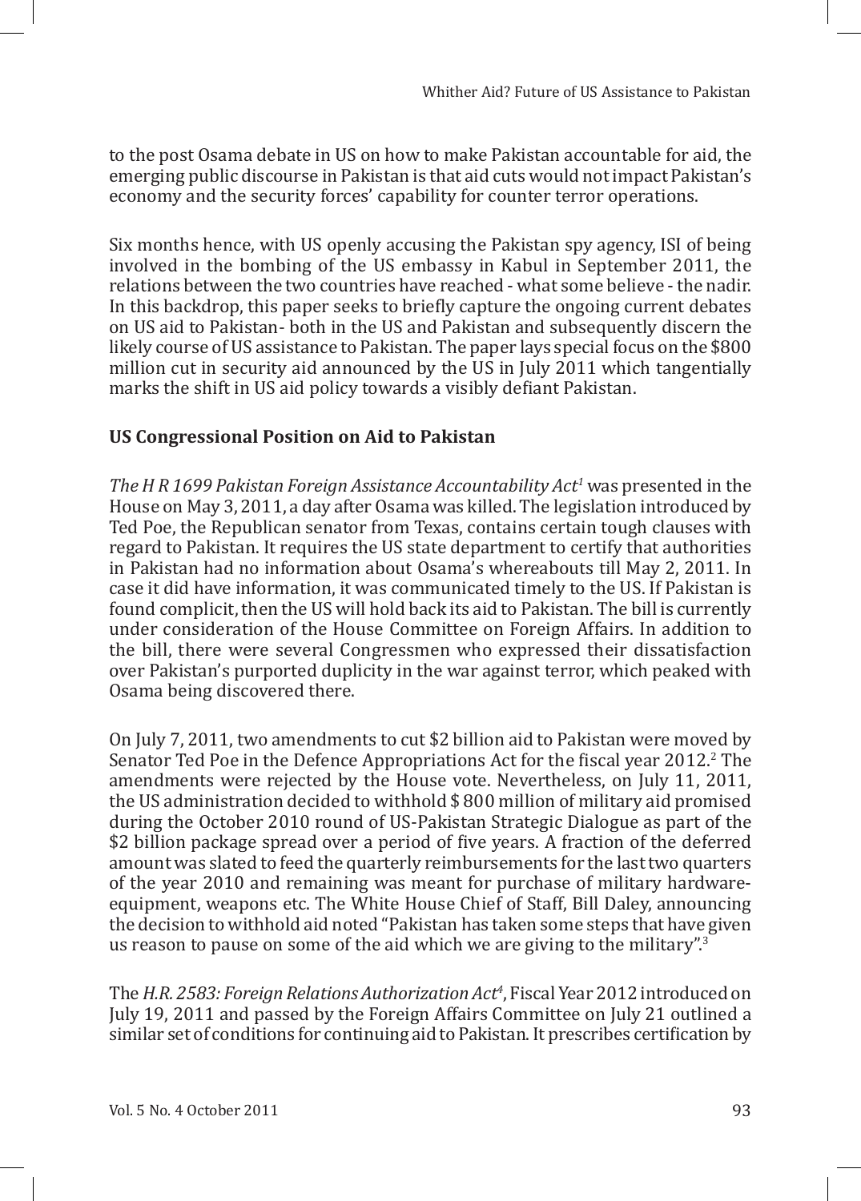to the post Osama debate in US on how to make Pakistan accountable for aid, the emerging public discourse in Pakistan is that aid cuts would not impact Pakistan's economy and the security forces' capability for counter terror operations.

Six months hence, with US openly accusing the Pakistan spy agency, ISI of being involved in the bombing of the US embassy in Kabul in September 2011, the relations between the two countries have reached - what some believe - the nadir. In this backdrop, this paper seeks to briefly capture the ongoing current debates on US aid to Pakistan- both in the US and Pakistan and subsequently discern the likely course of US assistance to Pakistan. The paper lays special focus on the $800 million cut in security aid announced by the US in July 2011 which tangentially marks the shift in US aid policy towards a visibly defiant Pakistan.

## US Congressional Position on Aid to Pakistan

*The H R 1699 Pakistan Foreign Assistance Accountability Act*[1] was presented in the House on May 3, 2011, a day after Osama was killed. The legislation introduced by Ted Poe, the Republican senator from Texas, contains certain tough clauses with regard to Pakistan. It requires the US state department to certify that authorities in Pakistan had no information about Osama's whereabouts till May 2, 2011. In case it did have information, it was communicated timely to the US. If Pakistan is found complicit, then the US will hold back its aid to Pakistan. The bill is currently under consideration of the House Committee on Foreign Affairs. In addition to the bill, there were several Congressmen who expressed their dissatisfaction over Pakistan's purported duplicity in the war against terror, which peaked with Osama being discovered there.

On July 7, 2011, two amendments to cut $2 billion aid to Pakistan were moved by Senator Ted Poe in the Defence Appropriations Act for the fiscal year 2012.[2] The amendments were rejected by the House vote. Nevertheless, on July 11, 2011, the US administration decided to withhold $ 800 million of military aid promised during the October 2010 round of US-Pakistan Strategic Dialogue as part of the $2 billion package spread over a period of five years. A fraction of the deferred amount was slated to feed the quarterly reimbursements for the last two quarters of the year 2010 and remaining was meant for purchase of military hardware-equipment, weapons etc. The White House Chief of Staff, Bill Daley, announcing the decision to withhold aid noted "Pakistan has taken some steps that have given us reason to pause on some of the aid which we are giving to the military".[3]

The *H.R. 2583: Foreign Relations Authorization Act*[4], Fiscal Year 2012 introduced on July 19, 2011 and passed by the Foreign Affairs Committee on July 21 outlined a similar set of conditions for continuing aid to Pakistan. It prescribes certification by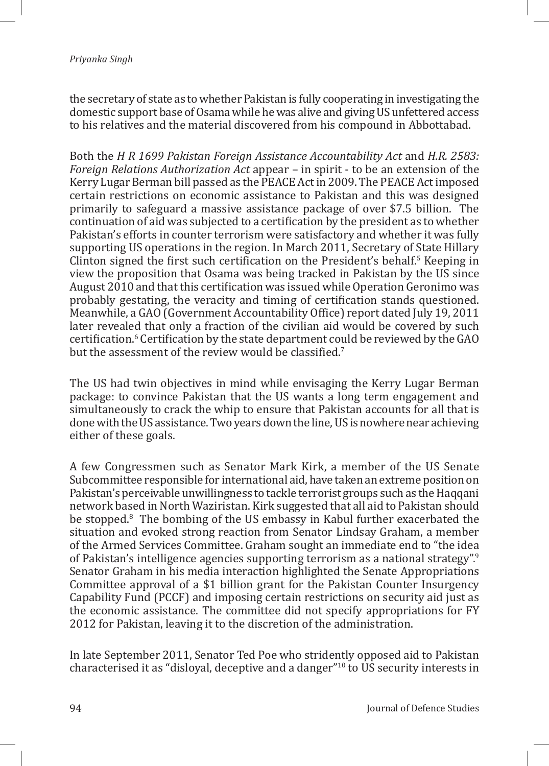the secretary of state as to whether Pakistan is fully cooperating in investigating the domestic support base of Osama while he was alive and giving US unfettered access to his relatives and the material discovered from his compound in Abbottabad.

Both the *H R 1699 Pakistan Foreign Assistance Accountability Act* and *H.R. 2583: Foreign Relations Authorization Act* appear – in spirit - to be an extension of the Kerry Lugar Berman bill passed as the PEACE Act in 2009. The PEACE Act imposed certain restrictions on economic assistance to Pakistan and this was designed primarily to safeguard a massive assistance package of over $7.5 billion. The continuation of aid was subjected to a certification by the president as to whether Pakistan's efforts in counter terrorism were satisfactory and whether it was fully supporting US operations in the region. In March 2011, Secretary of State Hillary Clinton signed the first such certification on the President's behalf.[5] Keeping in view the proposition that Osama was being tracked in Pakistan by the US since August 2010 and that this certification was issued while Operation Geronimo was probably gestating, the veracity and timing of certification stands questioned. Meanwhile, a GAO (Government Accountability Office) report dated July 19, 2011 later revealed that only a fraction of the civilian aid would be covered by such certification.[6] Certification by the state department could be reviewed by the GAO but the assessment of the review would be classified.[7]

The US had twin objectives in mind while envisaging the Kerry Lugar Berman package: to convince Pakistan that the US wants a long term engagement and simultaneously to crack the whip to ensure that Pakistan accounts for all that is done with the US assistance. Two years down the line, US is nowhere near achieving either of these goals.

A few Congressmen such as Senator Mark Kirk, a member of the US Senate Subcommittee responsible for international aid, have taken an extreme position on Pakistan's perceivable unwillingness to tackle terrorist groups such as the Haqqani network based in North Waziristan. Kirk suggested that all aid to Pakistan should be stopped.[8] The bombing of the US embassy in Kabul further exacerbated the situation and evoked strong reaction from Senator Lindsay Graham, a member of the Armed Services Committee. Graham sought an immediate end to "the idea of Pakistan's intelligence agencies supporting terrorism as a national strategy".[9] Senator Graham in his media interaction highlighted the Senate Appropriations Committee approval of a $1 billion grant for the Pakistan Counter Insurgency Capability Fund (PCCF) and imposing certain restrictions on security aid just as the economic assistance. The committee did not specify appropriations for FY 2012 for Pakistan, leaving it to the discretion of the administration.

In late September 2011, Senator Ted Poe who stridently opposed aid to Pakistan characterised it as "disloyal, deceptive and a danger"[10] to US security interests in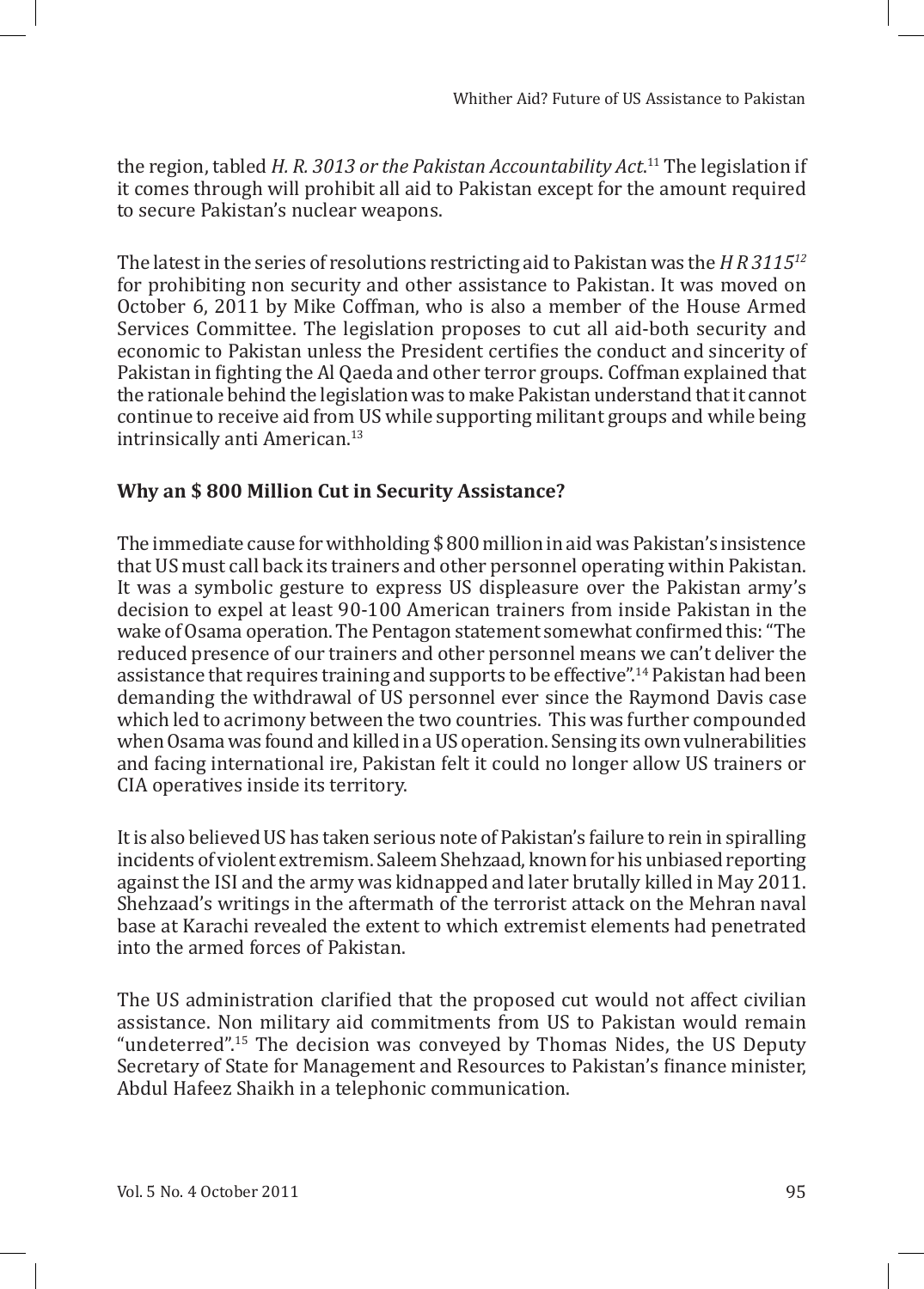the region, tabled *H. R. 3013 or the Pakistan Accountability Act*.[11] The legislation if it comes through will prohibit all aid to Pakistan except for the amount required to secure Pakistan's nuclear weapons.

The latest in the series of resolutions restricting aid to Pakistan was the *H R 3115*[12] for prohibiting non security and other assistance to Pakistan. It was moved on October 6, 2011 by Mike Coffman, who is also a member of the House Armed Services Committee. The legislation proposes to cut all aid-both security and economic to Pakistan unless the President certifies the conduct and sincerity of Pakistan in fighting the Al Qaeda and other terror groups. Coffman explained that the rationale behind the legislation was to make Pakistan understand that it cannot continue to receive aid from US while supporting militant groups and while being intrinsically anti American.[13]

## Why an $ 800 Million Cut in Security Assistance?

The immediate cause for withholding $ 800 million in aid was Pakistan's insistence that US must call back its trainers and other personnel operating within Pakistan. It was a symbolic gesture to express US displeasure over the Pakistan army's decision to expel at least 90-100 American trainers from inside Pakistan in the wake of Osama operation. The Pentagon statement somewhat confirmed this: "The reduced presence of our trainers and other personnel means we can't deliver the assistance that requires training and supports to be effective".[14] Pakistan had been demanding the withdrawal of US personnel ever since the Raymond Davis case which led to acrimony between the two countries. This was further compounded when Osama was found and killed in a US operation. Sensing its own vulnerabilities and facing international ire, Pakistan felt it could no longer allow US trainers or CIA operatives inside its territory.

It is also believed US has taken serious note of Pakistan's failure to rein in spiralling incidents of violent extremism. Saleem Shehzaad, known for his unbiased reporting against the ISI and the army was kidnapped and later brutally killed in May 2011. Shehzaad's writings in the aftermath of the terrorist attack on the Mehran naval base at Karachi revealed the extent to which extremist elements had penetrated into the armed forces of Pakistan.

The US administration clarified that the proposed cut would not affect civilian assistance. Non military aid commitments from US to Pakistan would remain "undeterred".[15] The decision was conveyed by Thomas Nides, the US Deputy Secretary of State for Management and Resources to Pakistan's finance minister, Abdul Hafeez Shaikh in a telephonic communication.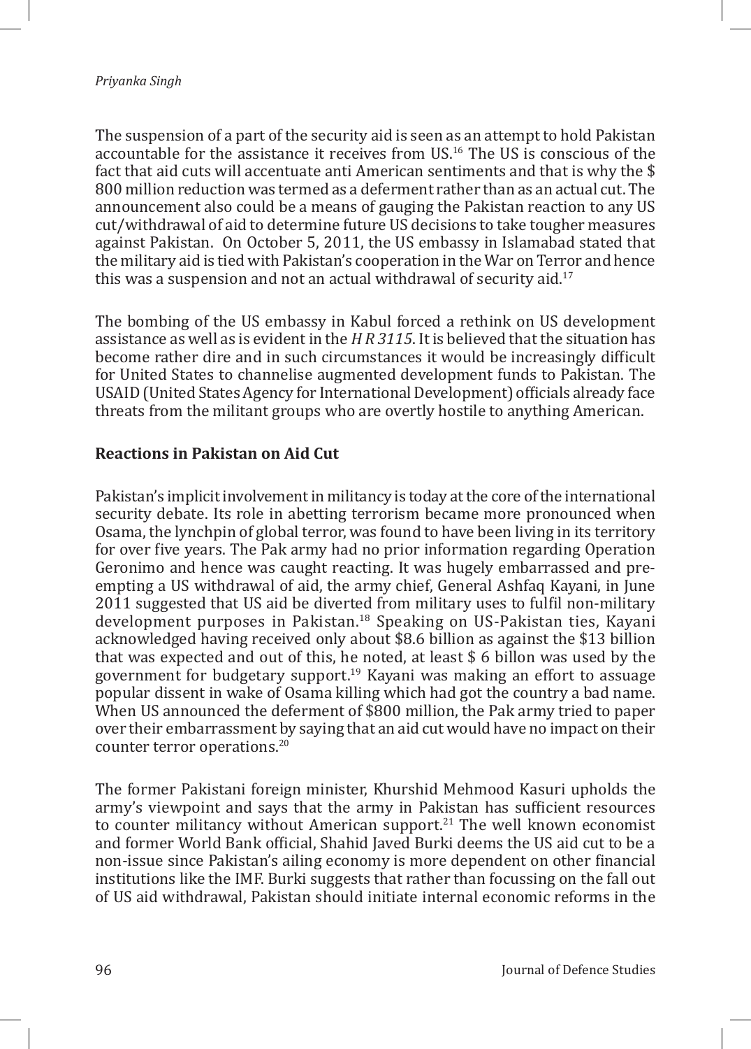The suspension of a part of the security aid is seen as an attempt to hold Pakistan accountable for the assistance it receives from US.[16] The US is conscious of the fact that aid cuts will accentuate anti American sentiments and that is why the $ 800 million reduction was termed as a deferment rather than as an actual cut. The announcement also could be a means of gauging the Pakistan reaction to any US cut/withdrawal of aid to determine future US decisions to take tougher measures against Pakistan. On October 5, 2011, the US embassy in Islamabad stated that the military aid is tied with Pakistan's cooperation in the War on Terror and hence this was a suspension and not an actual withdrawal of security aid.[17]

The bombing of the US embassy in Kabul forced a rethink on US development assistance as well as is evident in the *H R 3115*. It is believed that the situation has become rather dire and in such circumstances it would be increasingly difficult for United States to channelise augmented development funds to Pakistan. The USAID (United States Agency for International Development) officials already face threats from the militant groups who are overtly hostile to anything American.

**Reactions in Pakistan on Aid Cut**

Pakistan's implicit involvement in militancy is today at the core of the international security debate. Its role in abetting terrorism became more pronounced when Osama, the lynchpin of global terror, was found to have been living in its territory for over five years. The Pak army had no prior information regarding Operation Geronimo and hence was caught reacting. It was hugely embarrassed and pre-empting a US withdrawal of aid, the army chief, General Ashfaq Kayani, in June 2011 suggested that US aid be diverted from military uses to fulfil non-military development purposes in Pakistan.[18] Speaking on US-Pakistan ties, Kayani acknowledged having received only about $8.6 billion as against the $13 billion that was expected and out of this, he noted, at least $ 6 billon was used by the government for budgetary support.[19] Kayani was making an effort to assuage popular dissent in wake of Osama killing which had got the country a bad name. When US announced the deferment of $800 million, the Pak army tried to paper over their embarrassment by saying that an aid cut would have no impact on their counter terror operations.[20]

The former Pakistani foreign minister, Khurshid Mehmood Kasuri upholds the army's viewpoint and says that the army in Pakistan has sufficient resources to counter militancy without American support.[21] The well known economist and former World Bank official, Shahid Javed Burki deems the US aid cut to be a non-issue since Pakistan's ailing economy is more dependent on other financial institutions like the IMF. Burki suggests that rather than focussing on the fall out of US aid withdrawal, Pakistan should initiate internal economic reforms in the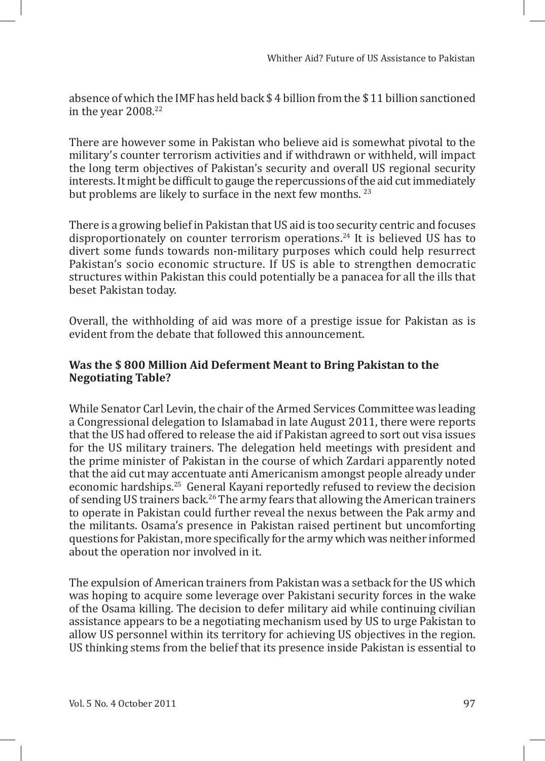absence of which the IMF has held back $ 4 billion from the $ 11 billion sanctioned in the year 2008.[22]

There are however some in Pakistan who believe aid is somewhat pivotal to the military's counter terrorism activities and if withdrawn or withheld, will impact the long term objectives of Pakistan's security and overall US regional security interests. It might be difficult to gauge the repercussions of the aid cut immediately but problems are likely to surface in the next few months. [23]

There is a growing belief in Pakistan that US aid is too security centric and focuses disproportionately on counter terrorism operations.[24] It is believed US has to divert some funds towards non-military purposes which could help resurrect Pakistan's socio economic structure. If US is able to strengthen democratic structures within Pakistan this could potentially be a panacea for all the ills that beset Pakistan today.

Overall, the withholding of aid was more of a prestige issue for Pakistan as is evident from the debate that followed this announcement.

**Was the $ 800 Million Aid Deferment Meant to Bring Pakistan to the Negotiating Table?**

While Senator Carl Levin, the chair of the Armed Services Committee was leading a Congressional delegation to Islamabad in late August 2011, there were reports that the US had offered to release the aid if Pakistan agreed to sort out visa issues for the US military trainers. The delegation held meetings with president and the prime minister of Pakistan in the course of which Zardari apparently noted that the aid cut may accentuate anti Americanism amongst people already under economic hardships.[25] General Kayani reportedly refused to review the decision of sending US trainers back.[26] The army fears that allowing the American trainers to operate in Pakistan could further reveal the nexus between the Pak army and the militants. Osama's presence in Pakistan raised pertinent but uncomforting questions for Pakistan, more specifically for the army which was neither informed about the operation nor involved in it.

The expulsion of American trainers from Pakistan was a setback for the US which was hoping to acquire some leverage over Pakistani security forces in the wake of the Osama killing. The decision to defer military aid while continuing civilian assistance appears to be a negotiating mechanism used by US to urge Pakistan to allow US personnel within its territory for achieving US objectives in the region. US thinking stems from the belief that its presence inside Pakistan is essential to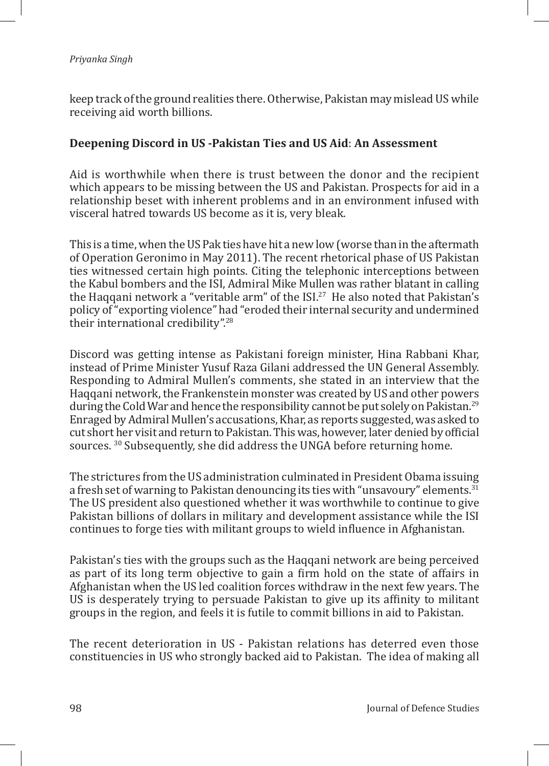keep track of the ground realities there. Otherwise, Pakistan may mislead US while receiving aid worth billions.

### Deepening Discord in US -Pakistan Ties and US Aid: An Assessment

Aid is worthwhile when there is trust between the donor and the recipient which appears to be missing between the US and Pakistan. Prospects for aid in a relationship beset with inherent problems and in an environment infused with visceral hatred towards US become as it is, very bleak.

This is a time, when the US Pak ties have hit a new low (worse than in the aftermath of Operation Geronimo in May 2011). The recent rhetorical phase of US Pakistan ties witnessed certain high points. Citing the telephonic interceptions between the Kabul bombers and the ISI, Admiral Mike Mullen was rather blatant in calling the Haqqani network a "veritable arm" of the ISI.[27] He also noted that Pakistan's policy of "exporting violence" had "eroded their internal security and undermined their international credibility".[28]

Discord was getting intense as Pakistani foreign minister, Hina Rabbani Khar, instead of Prime Minister Yusuf Raza Gilani addressed the UN General Assembly. Responding to Admiral Mullen's comments, she stated in an interview that the Haqqani network, the Frankenstein monster was created by US and other powers during the Cold War and hence the responsibility cannot be put solely on Pakistan.[29] Enraged by Admiral Mullen's accusations, Khar, as reports suggested, was asked to cut short her visit and return to Pakistan. This was, however, later denied by official sources. [30] Subsequently, she did address the UNGA before returning home.

The strictures from the US administration culminated in President Obama issuing a fresh set of warning to Pakistan denouncing its ties with "unsavoury" elements.[31] The US president also questioned whether it was worthwhile to continue to give Pakistan billions of dollars in military and development assistance while the ISI continues to forge ties with militant groups to wield influence in Afghanistan.

Pakistan's ties with the groups such as the Haqqani network are being perceived as part of its long term objective to gain a firm hold on the state of affairs in Afghanistan when the US led coalition forces withdraw in the next few years. The US is desperately trying to persuade Pakistan to give up its affinity to militant groups in the region, and feels it is futile to commit billions in aid to Pakistan.

The recent deterioration in US - Pakistan relations has deterred even those constituencies in US who strongly backed aid to Pakistan. The idea of making all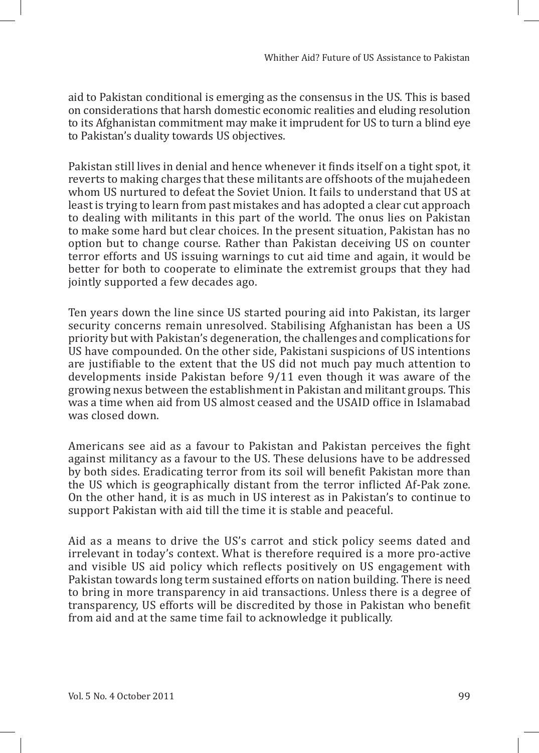aid to Pakistan conditional is emerging as the consensus in the US. This is based on considerations that harsh domestic economic realities and eluding resolution to its Afghanistan commitment may make it imprudent for US to turn a blind eye to Pakistan's duality towards US objectives.

Pakistan still lives in denial and hence whenever it finds itself on a tight spot, it reverts to making charges that these militants are offshoots of the mujahedeen whom US nurtured to defeat the Soviet Union. It fails to understand that US at least is trying to learn from past mistakes and has adopted a clear cut approach to dealing with militants in this part of the world. The onus lies on Pakistan to make some hard but clear choices. In the present situation, Pakistan has no option but to change course. Rather than Pakistan deceiving US on counter terror efforts and US issuing warnings to cut aid time and again, it would be better for both to cooperate to eliminate the extremist groups that they had jointly supported a few decades ago.

Ten years down the line since US started pouring aid into Pakistan, its larger security concerns remain unresolved. Stabilising Afghanistan has been a US priority but with Pakistan's degeneration, the challenges and complications for US have compounded. On the other side, Pakistani suspicions of US intentions are justifiable to the extent that the US did not much pay much attention to developments inside Pakistan before 9/11 even though it was aware of the growing nexus between the establishment in Pakistan and militant groups. This was a time when aid from US almost ceased and the USAID office in Islamabad was closed down.

Americans see aid as a favour to Pakistan and Pakistan perceives the fight against militancy as a favour to the US. These delusions have to be addressed by both sides. Eradicating terror from its soil will benefit Pakistan more than the US which is geographically distant from the terror inflicted Af-Pak zone. On the other hand, it is as much in US interest as in Pakistan's to continue to support Pakistan with aid till the time it is stable and peaceful.

Aid as a means to drive the US's carrot and stick policy seems dated and irrelevant in today's context. What is therefore required is a more pro-active and visible US aid policy which reflects positively on US engagement with Pakistan towards long term sustained efforts on nation building. There is need to bring in more transparency in aid transactions. Unless there is a degree of transparency, US efforts will be discredited by those in Pakistan who benefit from aid and at the same time fail to acknowledge it publically.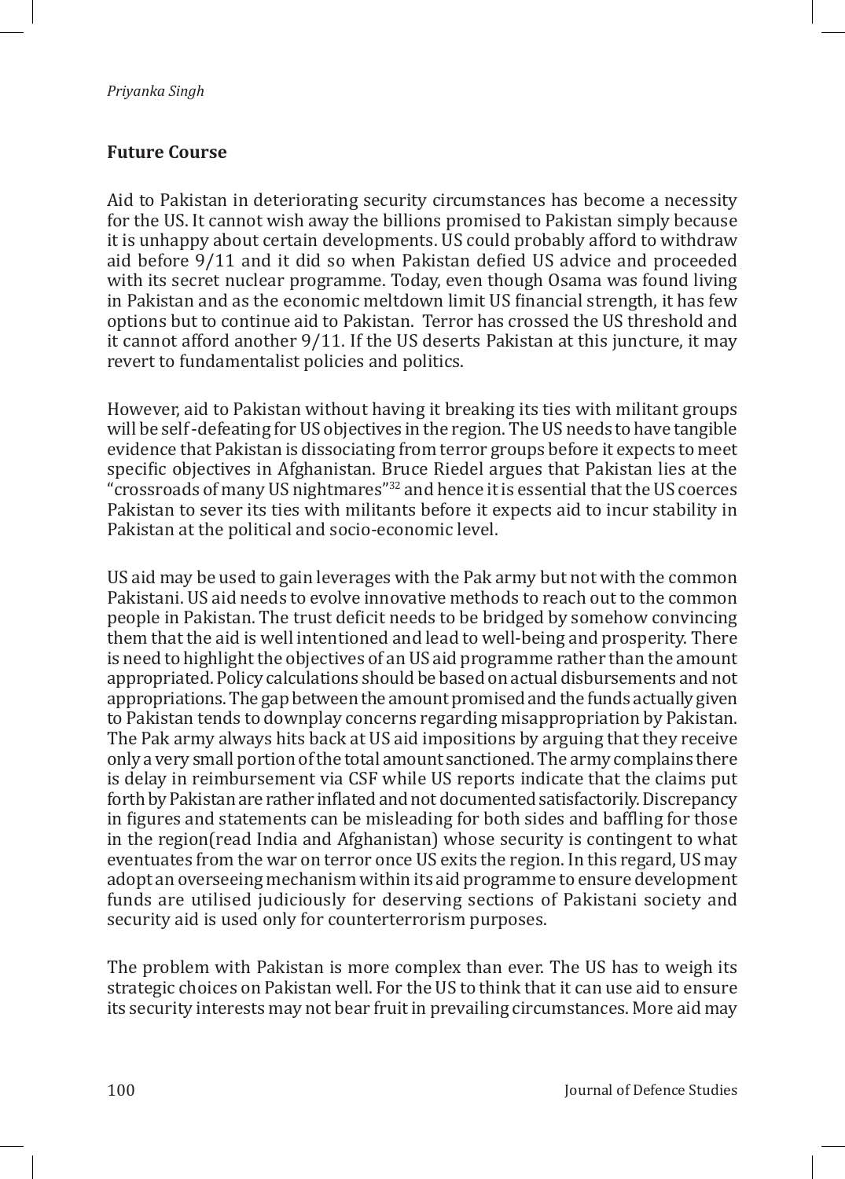## Future Course

Aid to Pakistan in deteriorating security circumstances has become a necessity for the US. It cannot wish away the billions promised to Pakistan simply because it is unhappy about certain developments. US could probably afford to withdraw aid before 9/11 and it did so when Pakistan defied US advice and proceeded with its secret nuclear programme. Today, even though Osama was found living in Pakistan and as the economic meltdown limit US financial strength, it has few options but to continue aid to Pakistan. Terror has crossed the US threshold and it cannot afford another 9/11. If the US deserts Pakistan at this juncture, it may revert to fundamentalist policies and politics.

However, aid to Pakistan without having it breaking its ties with militant groups will be self-defeating for US objectives in the region. The US needs to have tangible evidence that Pakistan is dissociating from terror groups before it expects to meet specific objectives in Afghanistan. Bruce Riedel argues that Pakistan lies at the "crossroads of many US nightmares"[32] and hence it is essential that the US coerces Pakistan to sever its ties with militants before it expects aid to incur stability in Pakistan at the political and socio-economic level.

US aid may be used to gain leverages with the Pak army but not with the common Pakistani. US aid needs to evolve innovative methods to reach out to the common people in Pakistan. The trust deficit needs to be bridged by somehow convincing them that the aid is well intentioned and lead to well-being and prosperity. There is need to highlight the objectives of an US aid programme rather than the amount appropriated. Policy calculations should be based on actual disbursements and not appropriations. The gap between the amount promised and the funds actually given to Pakistan tends to downplay concerns regarding misappropriation by Pakistan. The Pak army always hits back at US aid impositions by arguing that they receive only a very small portion of the total amount sanctioned. The army complains there is delay in reimbursement via CSF while US reports indicate that the claims put forth by Pakistan are rather inflated and not documented satisfactorily. Discrepancy in figures and statements can be misleading for both sides and baffling for those in the region(read India and Afghanistan) whose security is contingent to what eventuates from the war on terror once US exits the region. In this regard, US may adopt an overseeing mechanism within its aid programme to ensure development funds are utilised judiciously for deserving sections of Pakistani society and security aid is used only for counterterrorism purposes.

The problem with Pakistan is more complex than ever. The US has to weigh its strategic choices on Pakistan well. For the US to think that it can use aid to ensure its security interests may not bear fruit in prevailing circumstances. More aid may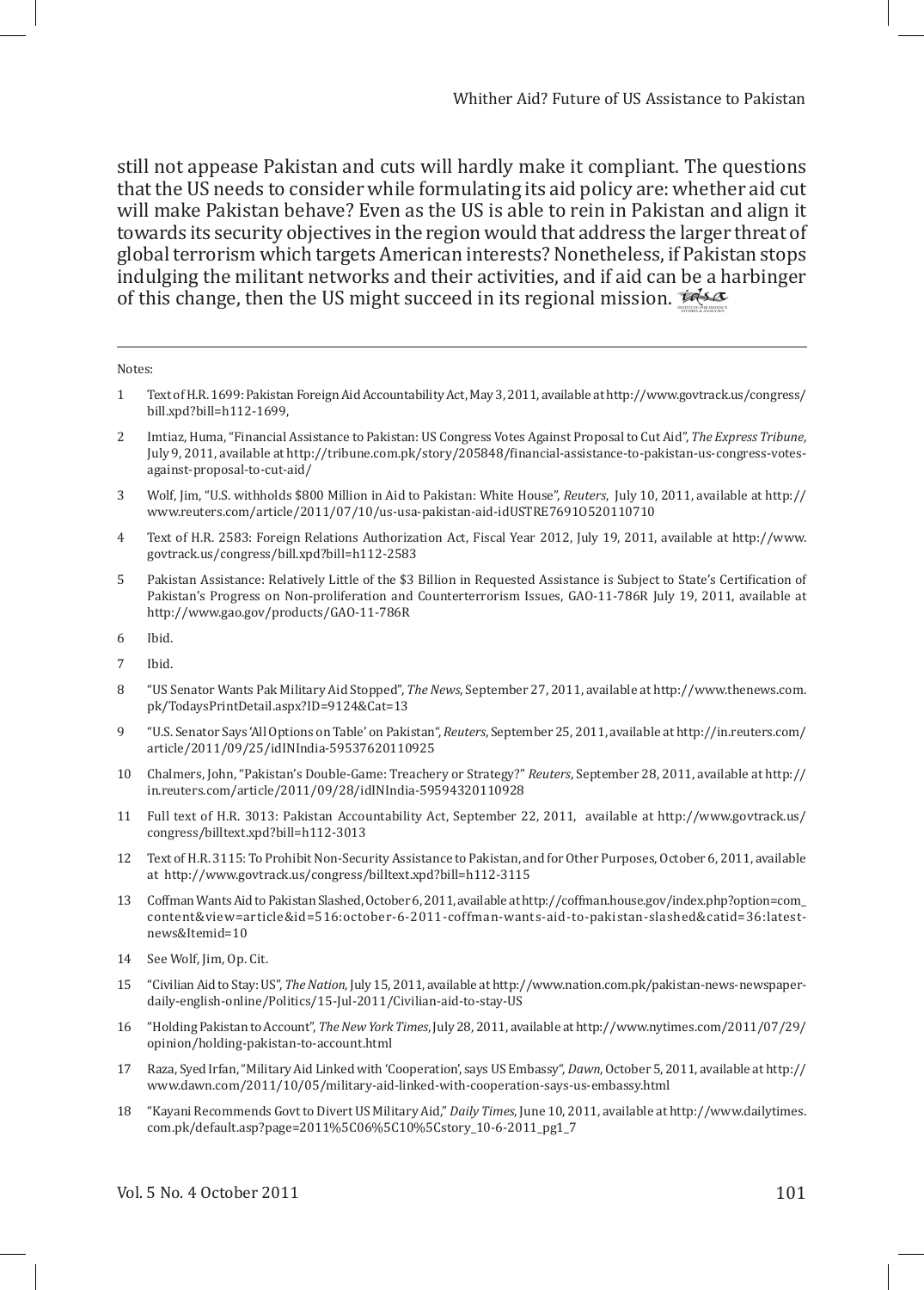still not appease Pakistan and cuts will hardly make it compliant. The questions that the US needs to consider while formulating its aid policy are: whether aid cut will make Pakistan behave? Even as the US is able to rein in Pakistan and align it towards its security objectives in the region would that address the larger threat of global terrorism which targets American interests? Nonetheless, if Pakistan stops indulging the militant networks and their activities, and if aid can be a harbinger of this change, then the US might succeed in its regional mission.

---

Notes:

1. Text of H.R. 1699: Pakistan Foreign Aid Accountability Act, May 3, 2011, available at http://www.govtrack.us/congress/bill.xpd?bill=h112-1699,
2. Imtiaz, Huma, "Financial Assistance to Pakistan: US Congress Votes Against Proposal to Cut Aid", *The Express Tribune*, July 9, 2011, available at http://tribune.com.pk/story/205848/financial-assistance-to-pakistan-us-congress-votes-against-proposal-to-cut-aid/
3. Wolf, Jim, "U.S. withholds $800 Million in Aid to Pakistan: White House", *Reuters*, July 10, 2011, available at http://www.reuters.com/article/2011/07/10/us-usa-pakistan-aid-idUSTRE7691O520110710
4. Text of H.R. 2583: Foreign Relations Authorization Act, Fiscal Year 2012, July 19, 2011, available at http://www.govtrack.us/congress/bill.xpd?bill=h112-2583
5. Pakistan Assistance: Relatively Little of the $3 Billion in Requested Assistance is Subject to State's Certification of Pakistan's Progress on Non-proliferation and Counterterrorism Issues, GAO-11-786R July 19, 2011, available at http://www.gao.gov/products/GAO-11-786R
6. Ibid.
7. Ibid.
8. "US Senator Wants Pak Military Aid Stopped", *The News*, September 27, 2011, available at http://www.thenews.com.pk/TodaysPrintDetail.aspx?ID=9124&Cat=13
9. "U.S. Senator Says 'All Options on Table' on Pakistan", *Reuters*, September 25, 2011, available at http://in.reuters.com/article/2011/09/25/idINIndia-59537620110925
10. Chalmers, John, "Pakistan's Double-Game: Treachery or Strategy?" *Reuters*, September 28, 2011, available at http://in.reuters.com/article/2011/09/28/idINIndia-59594320110928
11. Full text of H.R. 3013: Pakistan Accountability Act, September 22, 2011, available at http://www.govtrack.us/congress/billtext.xpd?bill=h112-3013
12. Text of H.R. 3115: To Prohibit Non-Security Assistance to Pakistan, and for Other Purposes, October 6, 2011, available at http://www.govtrack.us/congress/billtext.xpd?bill=h112-3115
13. Coffman Wants Aid to Pakistan Slashed, October 6, 2011, available at http://coffman.house.gov/index.php?option=com_content&view=article&id=516:october-6-2011-coffman-wants-aid-to-pakistan-slashed&catid=36:latest-news&Itemid=10
14. See Wolf, Jim, Op. Cit.
15. "Civilian Aid to Stay: US", *The Nation*, July 15, 2011, available at http://www.nation.com.pk/pakistan-news-newspaper-daily-english-online/Politics/15-Jul-2011/Civilian-aid-to-stay-US
16. "Holding Pakistan to Account", *The New York Times*, July 28, 2011, available at http://www.nytimes.com/2011/07/29/opinion/holding-pakistan-to-account.html
17. Raza, Syed Irfan, "Military Aid Linked with 'Cooperation', says US Embassy", *Dawn*, October 5, 2011, available at http://www.dawn.com/2011/10/05/military-aid-linked-with-cooperation-says-us-embassy.html
18. "Kayani Recommends Govt to Divert US Military Aid," *Daily Times*, June 10, 2011, available at http://www.dailytimes.com.pk/default.asp?page=2011%5C06%5C10%5Cstory_10-6-2011_pg1_7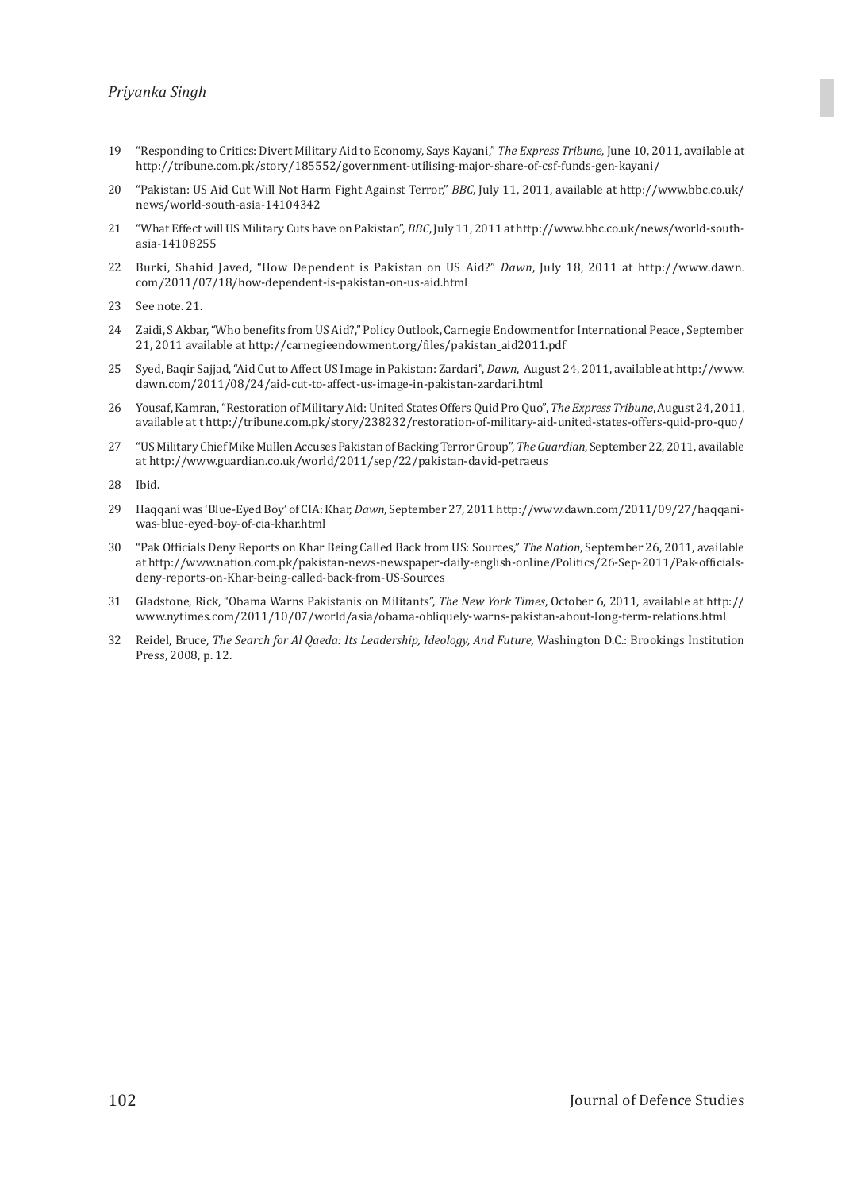19 "Responding to Critics: Divert Military Aid to Economy, Says Kayani," *The Express Tribune*, June 10, 2011, available at http://tribune.com.pk/story/185552/government-utilising-major-share-of-csf-funds-gen-kayani/

20 "Pakistan: US Aid Cut Will Not Harm Fight Against Terror," *BBC*, July 11, 2011, available at http://www.bbc.co.uk/news/world-south-asia-14104342

21 "What Effect will US Military Cuts have on Pakistan", *BBC*, July 11, 2011 at http://www.bbc.co.uk/news/world-south-asia-14108255

22 Burki, Shahid Javed, "How Dependent is Pakistan on US Aid?" *Dawn*, July 18, 2011 at http://www.dawn.com/2011/07/18/how-dependent-is-pakistan-on-us-aid.html

23 See note. 21.

24 Zaidi, S Akbar, "Who benefits from US Aid?," Policy Outlook, Carnegie Endowment for International Peace , September 21, 2011 available at http://carnegieendowment.org/files/pakistan_aid2011.pdf

25 Syed, Baqir Sajjad, "Aid Cut to Affect US Image in Pakistan: Zardari", *Dawn*, August 24, 2011, available at http://www.dawn.com/2011/08/24/aid-cut-to-affect-us-image-in-pakistan-zardari.html

26 Yousaf, Kamran, "Restoration of Military Aid: United States Offers Quid Pro Quo", *The Express Tribune*, August 24, 2011, available at t http://tribune.com.pk/story/238232/restoration-of-military-aid-united-states-offers-quid-pro-quo/

27 "US Military Chief Mike Mullen Accuses Pakistan of Backing Terror Group", *The Guardian*, September 22, 2011, available at http://www.guardian.co.uk/world/2011/sep/22/pakistan-david-petraeus

28 Ibid.

29 Haqqani was 'Blue-Eyed Boy' of CIA: Khar, *Dawn*, September 27, 2011 http://www.dawn.com/2011/09/27/haqqani-was-blue-eyed-boy-of-cia-khar.html

30 "Pak Officials Deny Reports on Khar Being Called Back from US: Sources," *The Nation*, September 26, 2011, available at http://www.nation.com.pk/pakistan-news-newspaper-daily-english-online/Politics/26-Sep-2011/Pak-officials-deny-reports-on-Khar-being-called-back-from-US-Sources

31 Gladstone, Rick, "Obama Warns Pakistanis on Militants", *The New York Times*, October 6, 2011, available at http://www.nytimes.com/2011/10/07/world/asia/obama-obliquely-warns-pakistan-about-long-term-relations.html

32 Reidel, Bruce, *The Search for Al Qaeda: Its Leadership, Ideology, And Future,* Washington D.C.: Brookings Institution Press, 2008, p. 12.